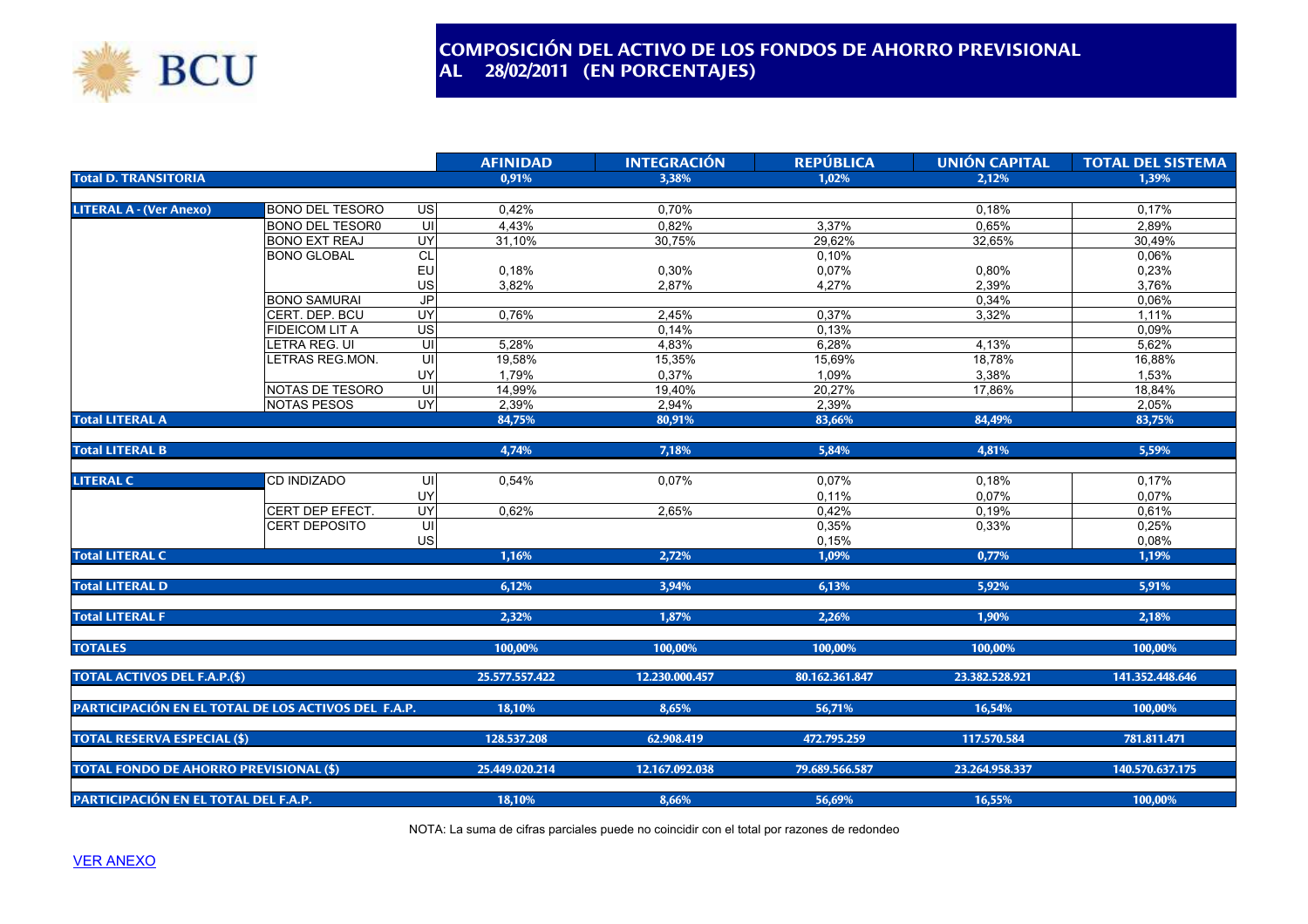# COMPOSICIÓN DEL ACTIVO DE LOS FONDOS DE AHORRO PREVISIONAL AL 28/02/2011 (EN PORCENTAJES)

| | | | AFINIDAD | INTEGRACIÓN | REPÚBLICA | UNIÓN CAPITAL | TOTAL DEL SISTEMA |
|---|---|---|---|---|---|---|---|
| **Total D. TRANSITORIA** | | | **0,91%** | **3,38%** | **1,02%** | **2,12%** | **1,39%** |
| **LITERAL A - (Ver Anexo)** | BONO DEL TESORO | US | 0,42% | 0,70% | | 0,18% | 0,17% |
| | BONO DEL TESOR0 | UI | 4,43% | 0,82% | 3,37% | 0,65% | 2,89% |
| | BONO EXT REAJ | UY | 31,10% | 30,75% | 29,62% | 32,65% | 30,49% |
| | BONO GLOBAL | CL | | | 0,10% | | 0,06% |
| | | EU | 0,18% | 0,30% | 0,07% | 0,80% | 0,23% |
| | | US | 3,82% | 2,87% | 4,27% | 2,39% | 3,76% |
| | BONO SAMURAI | JP | | | | 0,34% | 0,06% |
| | CERT. DEP. BCU | UY | 0,76% | 2,45% | 0,37% | 3,32% | 1,11% |
| | FIDEICOM LIT A | US | | 0,14% | 0,13% | | 0,09% |
| | LETRA REG. UI | UI | 5,28% | 4,83% | 6,28% | 4,13% | 5,62% |
| | LETRAS REG.MON. | UI | 19,58% | 15,35% | 15,69% | 18,78% | 16,88% |
| | | UY | 1,79% | 0,37% | 1,09% | 3,38% | 1,53% |
| | NOTAS DE TESORO | UI | 14,99% | 19,40% | 20,27% | 17,86% | 18,84% |
| | NOTAS PESOS | UY | 2,39% | 2,94% | 2,39% | | 2,05% |
| **Total LITERAL A** | | | **84,75%** | **80,91%** | **83,66%** | **84,49%** | **83,75%** |
| **Total LITERAL B** | | | **4,74%** | **7,18%** | **5,84%** | **4,81%** | **5,59%** |
| **LITERAL C** | CD INDIZADO | UI | 0,54% | 0,07% | 0,07% | 0,18% | 0,17% |
| | | UY | | | 0,11% | 0,07% | 0,07% |
| | CERT DEP EFECT. | UY | 0,62% | 2,65% | 0,42% | 0,19% | 0,61% |
| | CERT DEPOSITO | UI | | | 0,35% | 0,33% | 0,25% |
| | | US | | | 0,15% | | 0,08% |
| **Total LITERAL C** | | | **1,16%** | **2,72%** | **1,09%** | **0,77%** | **1,19%** |
| **Total LITERAL D** | | | **6,12%** | **3,94%** | **6,13%** | **5,92%** | **5,91%** |
| **Total LITERAL F** | | | **2,32%** | **1,87%** | **2,26%** | **1,90%** | **2,18%** |
| **TOTALES** | | | **100,00%** | **100,00%** | **100,00%** | **100,00%** | **100,00%** |
| **TOTAL ACTIVOS DEL F.A.P.($)** | | | **25.577.557.422** | **12.230.000.457** | **80.162.361.847** | **23.382.528.921** | **141.352.448.646** |
| **PARTICIPACIÓN EN EL TOTAL DE LOS ACTIVOS DEL F.A.P.** | | | **18,10%** | **8,65%** | **56,71%** | **16,54%** | **100,00%** |
| **TOTAL RESERVA ESPECIAL ($)** | | | **128.537.208** | **62.908.419** | **472.795.259** | **117.570.584** | **781.811.471** |
| **TOTAL FONDO DE AHORRO PREVISIONAL ($)** | | | **25.449.020.214** | **12.167.092.038** | **79.689.566.587** | **23.264.958.337** | **140.570.637.175** |
| **PARTICIPACIÓN EN EL TOTAL DEL F.A.P.** | | | **18,10%** | **8,66%** | **56,69%** | **16,55%** | **100,00%** |

NOTA: La suma de cifras parciales puede no coincidir con el total por razones de redondeo

VER ANEXO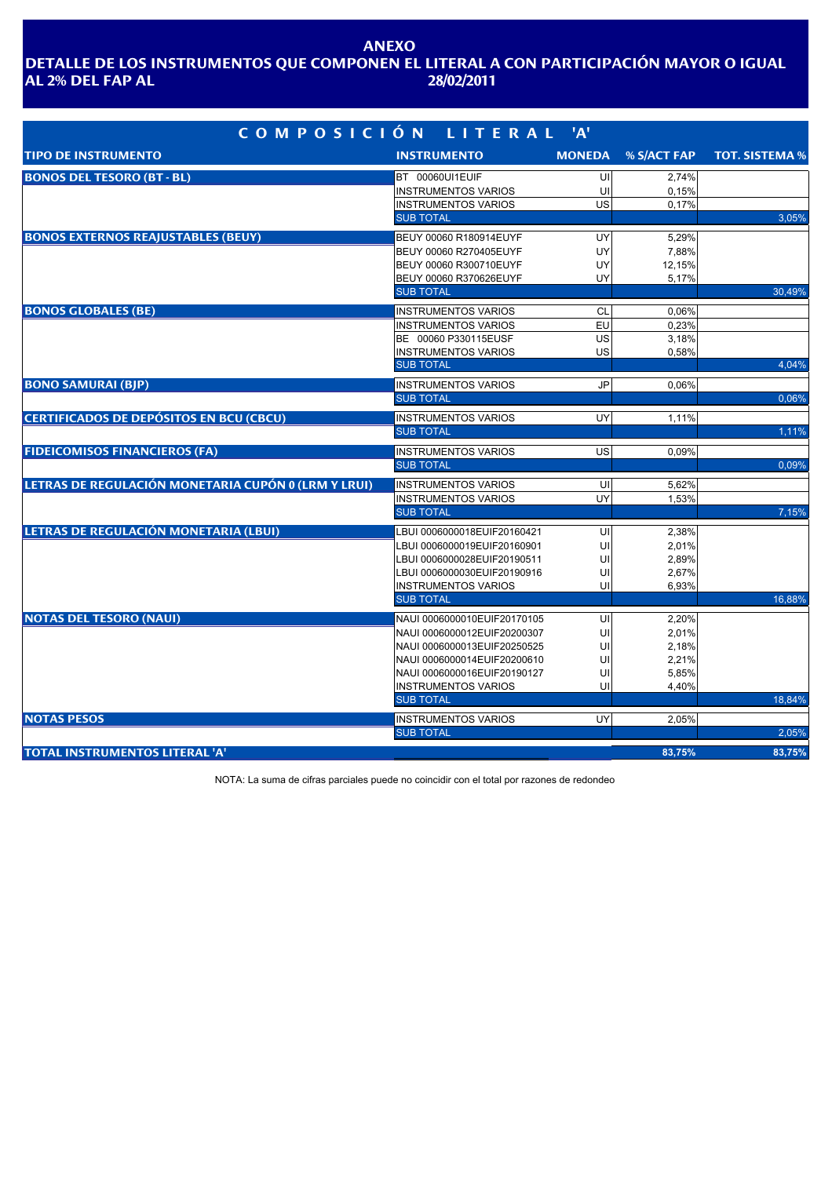# ANEXO

## DETALLE DE LOS INSTRUMENTOS QUE COMPONEN EL LITERAL A CON PARTICIPACIÓN MAYOR O IGUAL AL 2% DEL FAP AL 28/02/2011

| COMPOSICIÓN LITERAL 'A' | | | | |
|---|---|---|---|---|
| **TIPO DE INSTRUMENTO** | **INSTRUMENTO** | **MONEDA** | **% S/ACT FAP** | **TOT. SISTEMA %** |
| **BONOS DEL TESORO (BT - BL)** | BT 00060UI1EUIF | UI | 2,74% | |
| | INSTRUMENTOS VARIOS | UI | 0,15% | |
| | INSTRUMENTOS VARIOS | US | 0,17% | |
| | SUB TOTAL | | | 3,05% |
| **BONOS EXTERNOS REAJUSTABLES (BEUY)** | BEUY 00060 R180914EUYF | UY | 5,29% | |
| | BEUY 00060 R270405EUYF | UY | 7,88% | |
| | BEUY 00060 R300710EUYF | UY | 12,15% | |
| | BEUY 00060 R370626EUYF | UY | 5,17% | |
| | SUB TOTAL | | | 30,49% |
| **BONOS GLOBALES (BE)** | INSTRUMENTOS VARIOS | CL | 0,06% | |
| | INSTRUMENTOS VARIOS | EU | 0,23% | |
| | BE 00060 P330115EUSF | US | 3,18% | |
| | INSTRUMENTOS VARIOS | US | 0,58% | |
| | SUB TOTAL | | | 4,04% |
| **BONO SAMURAI (BJP)** | INSTRUMENTOS VARIOS | JP | 0,06% | |
| | SUB TOTAL | | | 0,06% |
| **CERTIFICADOS DE DEPÓSITOS EN BCU (CBCU)** | INSTRUMENTOS VARIOS | UY | 1,11% | |
| | SUB TOTAL | | | 1,11% |
| **FIDEICOMISOS FINANCIEROS (FA)** | INSTRUMENTOS VARIOS | US | 0,09% | |
| | SUB TOTAL | | | 0,09% |
| **LETRAS DE REGULACIÓN MONETARIA CUPÓN 0 (LRM Y LRUI)** | INSTRUMENTOS VARIOS | UI | 5,62% | |
| | INSTRUMENTOS VARIOS | UY | 1,53% | |
| | SUB TOTAL | | | 7,15% |
| **LETRAS DE REGULACIÓN MONETARIA (LBUI)** | LBUI 0006000018EUIF20160421 | UI | 2,38% | |
| | LBUI 0006000019EUIF20160901 | UI | 2,01% | |
| | LBUI 0006000028EUIF20190511 | UI | 2,89% | |
| | LBUI 0006000030EUIF20190916 | UI | 2,67% | |
| | INSTRUMENTOS VARIOS | UI | 6,93% | |
| | SUB TOTAL | | | 16,88% |
| **NOTAS DEL TESORO (NAUI)** | NAUI 0006000010EUIF20170105 | UI | 2,20% | |
| | NAUI 0006000012EUIF20200307 | UI | 2,01% | |
| | NAUI 0006000013EUIF20250525 | UI | 2,18% | |
| | NAUI 0006000014EUIF20200610 | UI | 2,21% | |
| | NAUI 0006000016EUIF20190127 | UI | 5,85% | |
| | INSTRUMENTOS VARIOS | UI | 4,40% | |
| | SUB TOTAL | | | 18,84% |
| **NOTAS PESOS** | INSTRUMENTOS VARIOS | UY | 2,05% | |
| | SUB TOTAL | | | 2,05% |
| **TOTAL INSTRUMENTOS LITERAL 'A'** | | | **83,75%** | **83,75%** |

NOTA: La suma de cifras parciales puede no coincidir con el total por razones de redondeo